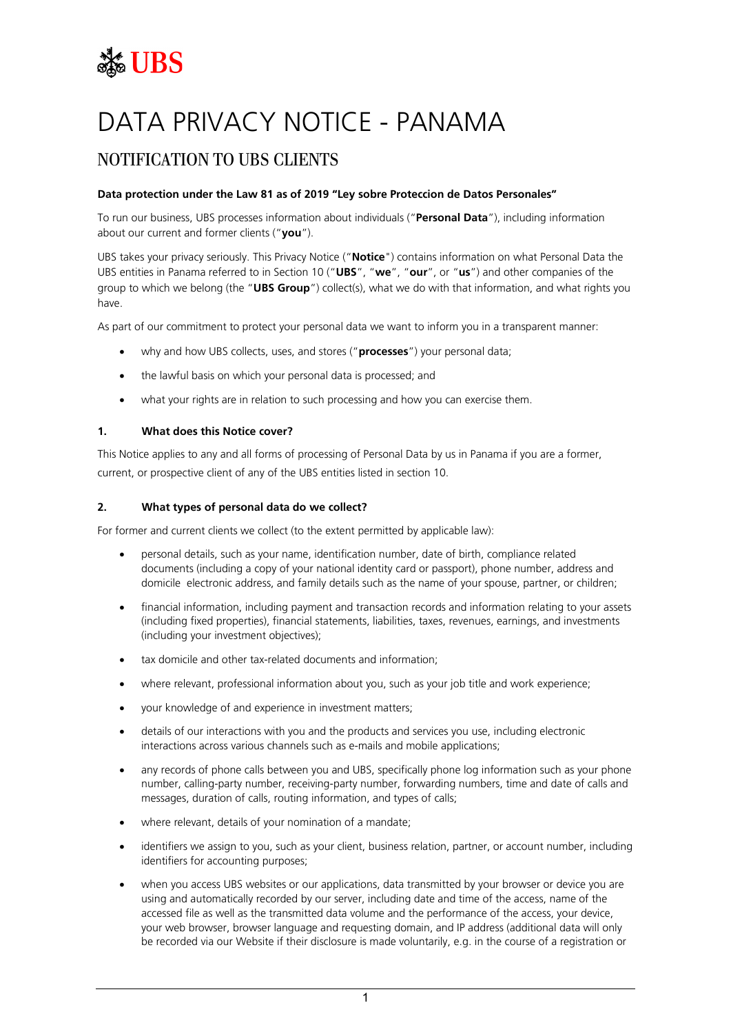**UBS**

# DATA PRIVACY NOTICE - PANAMA

## NOTIFICATION TO UBS CLIENTS

**Data protection under the Law 81 as of 2019 "Ley sobre Proteccion de Datos Personales"**

To run our business, UBS processes information about individuals ("**Personal Data**"), including information about our current and former clients ("**you**").

UBS takes your privacy seriously. This Privacy Notice ("**Notice**") contains information on what Personal Data the UBS entities in Panama referred to in Section 10 ("**UBS**", "**we**", "**our**", or "**us**") and other companies of the group to which we belong (the "**UBS Group**") collect(s), what we do with that information, and what rights you have.

As part of our commitment to protect your personal data we want to inform you in a transparent manner:

- why and how UBS collects, uses, and stores ("**processes**") your personal data;
- the lawful basis on which your personal data is processed; and
- what your rights are in relation to such processing and how you can exercise them.

### 1. What does this Notice cover?

This Notice applies to any and all forms of processing of Personal Data by us in Panama if you are a former, current, or prospective client of any of the UBS entities listed in section 10.

### 2. What types of personal data do we collect?

For former and current clients we collect (to the extent permitted by applicable law):

- personal details, such as your name, identification number, date of birth, compliance related documents (including a copy of your national identity card or passport), phone number, address and domicile electronic address, and family details such as the name of your spouse, partner, or children;
- financial information, including payment and transaction records and information relating to your assets (including fixed properties), financial statements, liabilities, taxes, revenues, earnings, and investments (including your investment objectives);
- tax domicile and other tax-related documents and information;
- where relevant, professional information about you, such as your job title and work experience;
- your knowledge of and experience in investment matters;
- details of our interactions with you and the products and services you use, including electronic interactions across various channels such as e-mails and mobile applications;
- any records of phone calls between you and UBS, specifically phone log information such as your phone number, calling-party number, receiving-party number, forwarding numbers, time and date of calls and messages, duration of calls, routing information, and types of calls;
- where relevant, details of your nomination of a mandate;
- identifiers we assign to you, such as your client, business relation, partner, or account number, including identifiers for accounting purposes;
- when you access UBS websites or our applications, data transmitted by your browser or device you are using and automatically recorded by our server, including date and time of the access, name of the accessed file as well as the transmitted data volume and the performance of the access, your device, your web browser, browser language and requesting domain, and IP address (additional data will only be recorded via our Website if their disclosure is made voluntarily, e.g. in the course of a registration or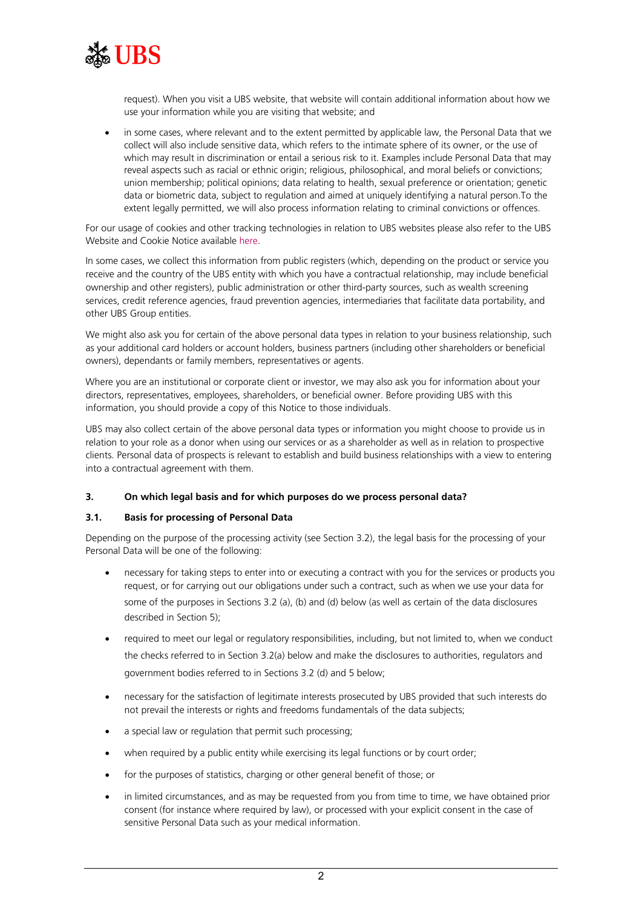request). When you visit a UBS website, that website will contain additional information about how we use your information while you are visiting that website; and

- in some cases, where relevant and to the extent permitted by applicable law, the Personal Data that we collect will also include sensitive data, which refers to the intimate sphere of its owner, or the use of which may result in discrimination or entail a serious risk to it. Examples include Personal Data that may reveal aspects such as racial or ethnic origin; religious, philosophical, and moral beliefs or convictions; union membership; political opinions; data relating to health, sexual preference or orientation; genetic data or biometric data, subject to regulation and aimed at uniquely identifying a natural person.To the extent legally permitted, we will also process information relating to criminal convictions or offences.

For our usage of cookies and other tracking technologies in relation to UBS websites please also refer to the UBS Website and Cookie Notice available here.

In some cases, we collect this information from public registers (which, depending on the product or service you receive and the country of the UBS entity with which you have a contractual relationship, may include beneficial ownership and other registers), public administration or other third-party sources, such as wealth screening services, credit reference agencies, fraud prevention agencies, intermediaries that facilitate data portability, and other UBS Group entities.

We might also ask you for certain of the above personal data types in relation to your business relationship, such as your additional card holders or account holders, business partners (including other shareholders or beneficial owners), dependants or family members, representatives or agents.

Where you are an institutional or corporate client or investor, we may also ask you for information about your directors, representatives, employees, shareholders, or beneficial owner. Before providing UBS with this information, you should provide a copy of this Notice to those individuals.

UBS may also collect certain of the above personal data types or information you might choose to provide us in relation to your role as a donor when using our services or as a shareholder as well as in relation to prospective clients. Personal data of prospects is relevant to establish and build business relationships with a view to entering into a contractual agreement with them.

## 3. On which legal basis and for which purposes do we process personal data?

### 3.1. Basis for processing of Personal Data

Depending on the purpose of the processing activity (see Section 3.2), the legal basis for the processing of your Personal Data will be one of the following:

- necessary for taking steps to enter into or executing a contract with you for the services or products you request, or for carrying out our obligations under such a contract, such as when we use your data for some of the purposes in Sections 3.2 (a), (b) and (d) below (as well as certain of the data disclosures described in Section 5);
- required to meet our legal or regulatory responsibilities, including, but not limited to, when we conduct the checks referred to in Section 3.2(a) below and make the disclosures to authorities, regulators and government bodies referred to in Sections 3.2 (d) and 5 below;
- necessary for the satisfaction of legitimate interests prosecuted by UBS provided that such interests do not prevail the interests or rights and freedoms fundamentals of the data subjects;
- a special law or regulation that permit such processing;
- when required by a public entity while exercising its legal functions or by court order;
- for the purposes of statistics, charging or other general benefit of those; or
- in limited circumstances, and as may be requested from you from time to time, we have obtained prior consent (for instance where required by law), or processed with your explicit consent in the case of sensitive Personal Data such as your medical information.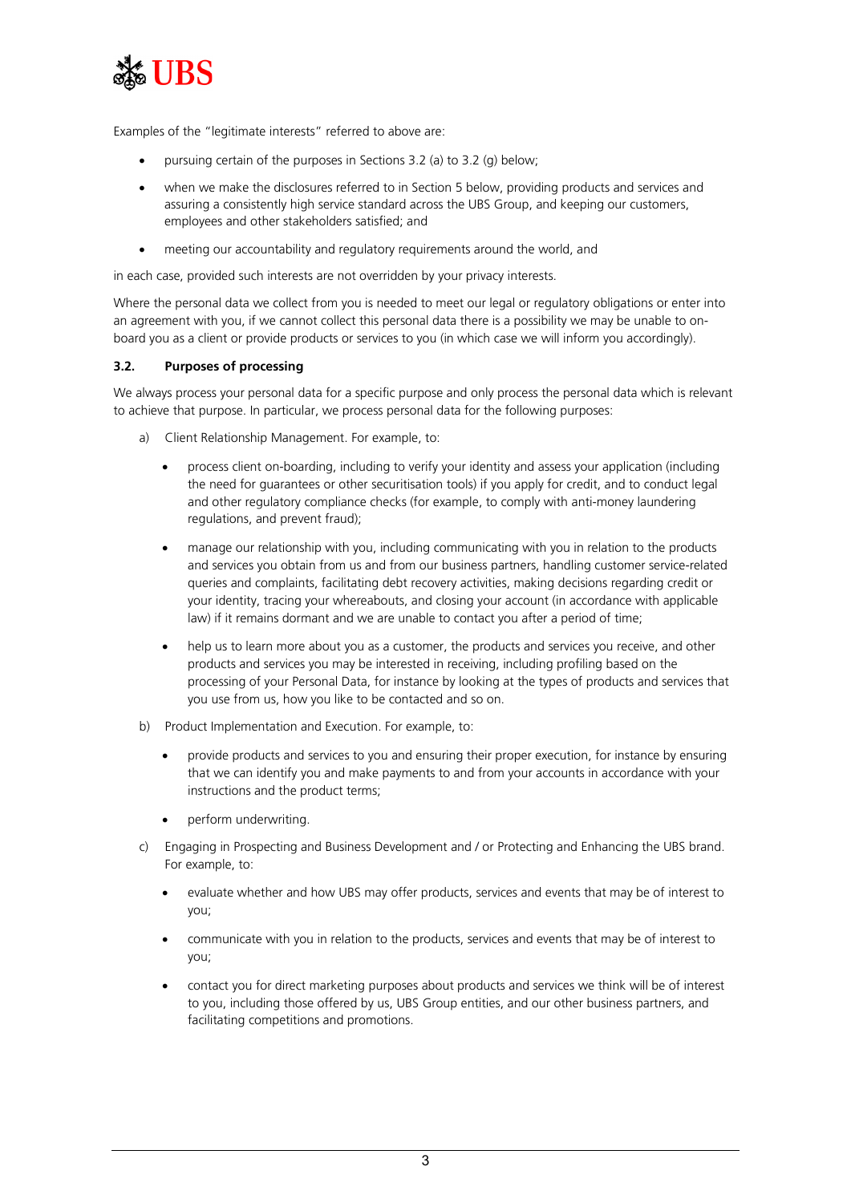Examples of the "legitimate interests" referred to above are:

- pursuing certain of the purposes in Sections 3.2 (a) to 3.2 (g) below;
- when we make the disclosures referred to in Section 5 below, providing products and services and assuring a consistently high service standard across the UBS Group, and keeping our customers, employees and other stakeholders satisfied; and
- meeting our accountability and regulatory requirements around the world, and

in each case, provided such interests are not overridden by your privacy interests.

Where the personal data we collect from you is needed to meet our legal or regulatory obligations or enter into an agreement with you, if we cannot collect this personal data there is a possibility we may be unable to on-board you as a client or provide products or services to you (in which case we will inform you accordingly).

### 3.2. Purposes of processing

We always process your personal data for a specific purpose and only process the personal data which is relevant to achieve that purpose. In particular, we process personal data for the following purposes:

a) Client Relationship Management. For example, to:

   - process client on-boarding, including to verify your identity and assess your application (including the need for guarantees or other securitisation tools) if you apply for credit, and to conduct legal and other regulatory compliance checks (for example, to comply with anti-money laundering regulations, and prevent fraud);
   - manage our relationship with you, including communicating with you in relation to the products and services you obtain from us and from our business partners, handling customer service-related queries and complaints, facilitating debt recovery activities, making decisions regarding credit or your identity, tracing your whereabouts, and closing your account (in accordance with applicable law) if it remains dormant and we are unable to contact you after a period of time;
   - help us to learn more about you as a customer, the products and services you receive, and other products and services you may be interested in receiving, including profiling based on the processing of your Personal Data, for instance by looking at the types of products and services that you use from us, how you like to be contacted and so on.

b) Product Implementation and Execution. For example, to:

   - provide products and services to you and ensuring their proper execution, for instance by ensuring that we can identify you and make payments to and from your accounts in accordance with your instructions and the product terms;
   - perform underwriting.

c) Engaging in Prospecting and Business Development and / or Protecting and Enhancing the UBS brand. For example, to:

   - evaluate whether and how UBS may offer products, services and events that may be of interest to you;
   - communicate with you in relation to the products, services and events that may be of interest to you;
   - contact you for direct marketing purposes about products and services we think will be of interest to you, including those offered by us, UBS Group entities, and our other business partners, and facilitating competitions and promotions.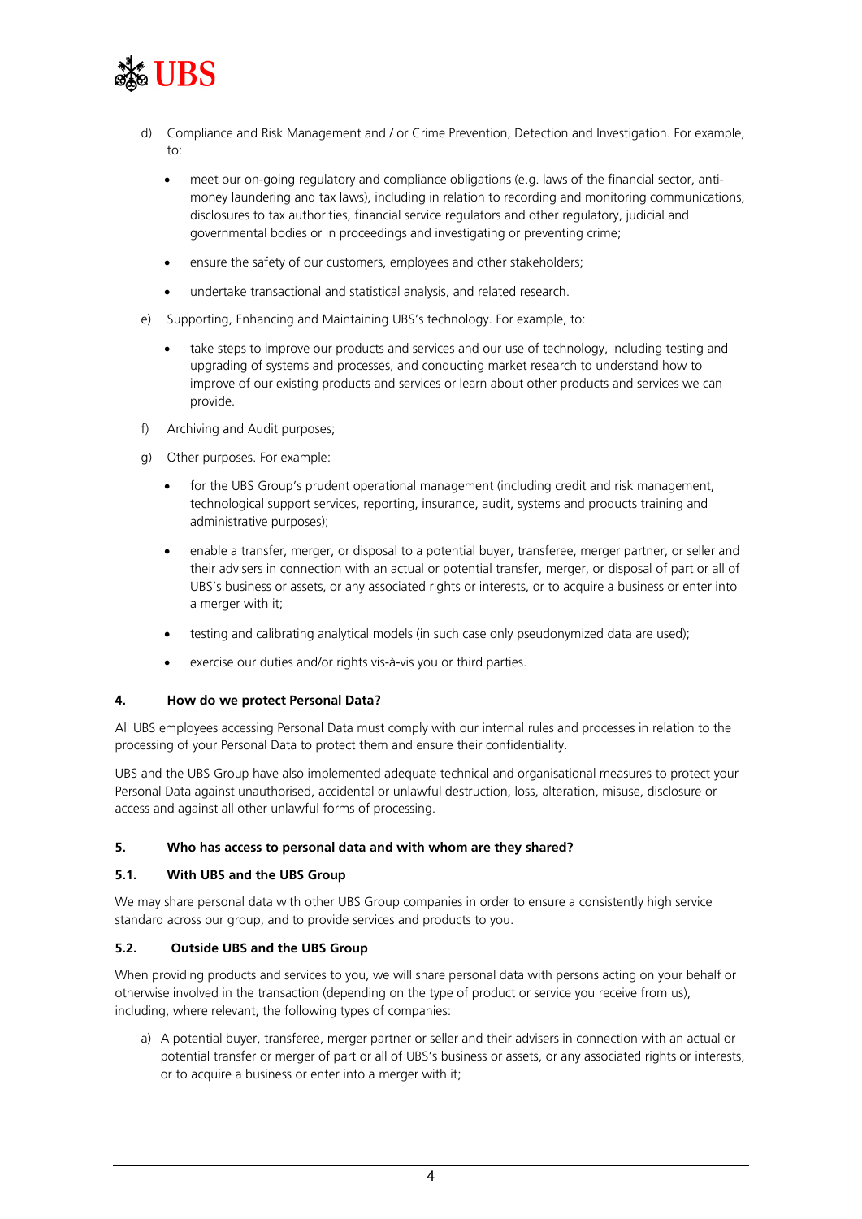d) Compliance and Risk Management and / or Crime Prevention, Detection and Investigation. For example, to:

- meet our on-going regulatory and compliance obligations (e.g. laws of the financial sector, anti-money laundering and tax laws), including in relation to recording and monitoring communications, disclosures to tax authorities, financial service regulators and other regulatory, judicial and governmental bodies or in proceedings and investigating or preventing crime;
- ensure the safety of our customers, employees and other stakeholders;
- undertake transactional and statistical analysis, and related research.

e) Supporting, Enhancing and Maintaining UBS's technology. For example, to:

- take steps to improve our products and services and our use of technology, including testing and upgrading of systems and processes, and conducting market research to understand how to improve of our existing products and services or learn about other products and services we can provide.

f) Archiving and Audit purposes;

g) Other purposes. For example:

- for the UBS Group's prudent operational management (including credit and risk management, technological support services, reporting, insurance, audit, systems and products training and administrative purposes);
- enable a transfer, merger, or disposal to a potential buyer, transferee, merger partner, or seller and their advisers in connection with an actual or potential transfer, merger, or disposal of part or all of UBS's business or assets, or any associated rights or interests, or to acquire a business or enter into a merger with it;
- testing and calibrating analytical models (in such case only pseudonymized data are used);
- exercise our duties and/or rights vis-à-vis you or third parties.

## 4. How do we protect Personal Data?

All UBS employees accessing Personal Data must comply with our internal rules and processes in relation to the processing of your Personal Data to protect them and ensure their confidentiality.

UBS and the UBS Group have also implemented adequate technical and organisational measures to protect your Personal Data against unauthorised, accidental or unlawful destruction, loss, alteration, misuse, disclosure or access and against all other unlawful forms of processing.

## 5. Who has access to personal data and with whom are they shared?

### 5.1. With UBS and the UBS Group

We may share personal data with other UBS Group companies in order to ensure a consistently high service standard across our group, and to provide services and products to you.

### 5.2. Outside UBS and the UBS Group

When providing products and services to you, we will share personal data with persons acting on your behalf or otherwise involved in the transaction (depending on the type of product or service you receive from us), including, where relevant, the following types of companies:

a) A potential buyer, transferee, merger partner or seller and their advisers in connection with an actual or potential transfer or merger of part or all of UBS's business or assets, or any associated rights or interests, or to acquire a business or enter into a merger with it;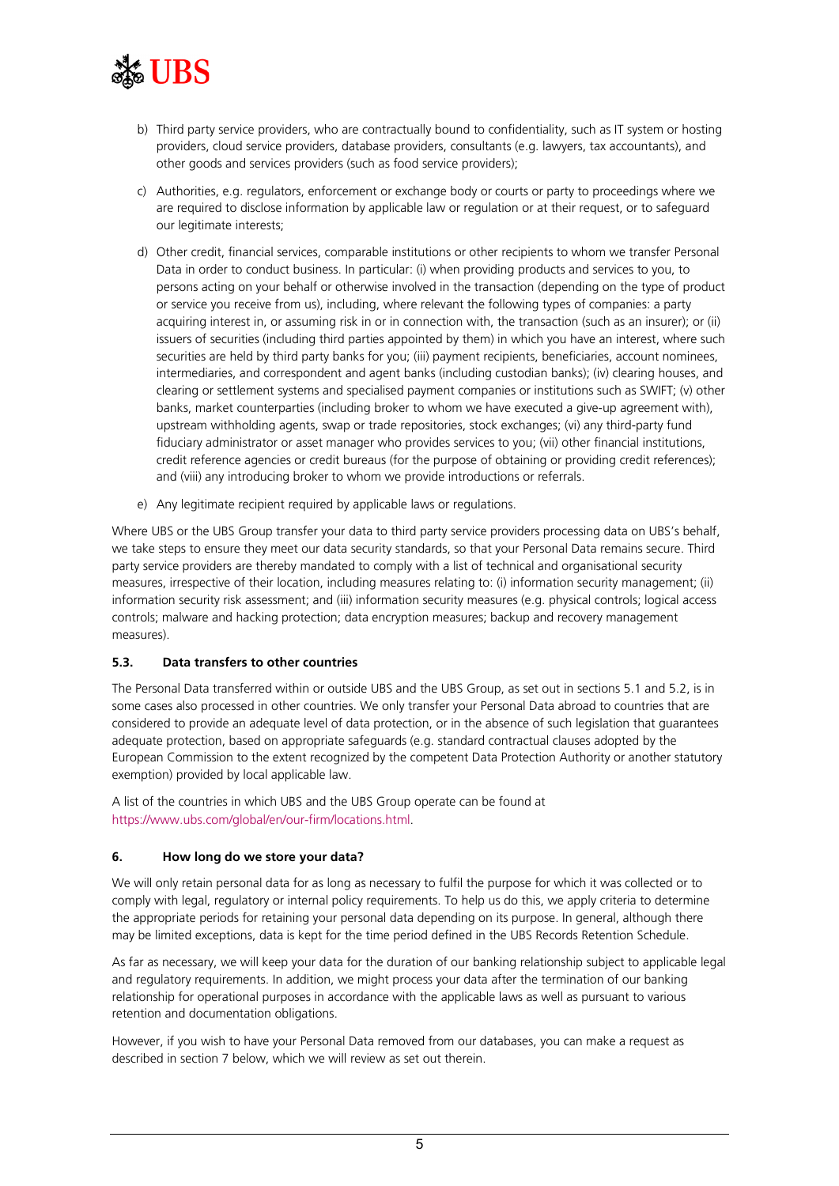b) Third party service providers, who are contractually bound to confidentiality, such as IT system or hosting providers, cloud service providers, database providers, consultants (e.g. lawyers, tax accountants), and other goods and services providers (such as food service providers);

c) Authorities, e.g. regulators, enforcement or exchange body or courts or party to proceedings where we are required to disclose information by applicable law or regulation or at their request, or to safeguard our legitimate interests;

d) Other credit, financial services, comparable institutions or other recipients to whom we transfer Personal Data in order to conduct business. In particular: (i) when providing products and services to you, to persons acting on your behalf or otherwise involved in the transaction (depending on the type of product or service you receive from us), including, where relevant the following types of companies: a party acquiring interest in, or assuming risk in or in connection with, the transaction (such as an insurer); or (ii) issuers of securities (including third parties appointed by them) in which you have an interest, where such securities are held by third party banks for you; (iii) payment recipients, beneficiaries, account nominees, intermediaries, and correspondent and agent banks (including custodian banks); (iv) clearing houses, and clearing or settlement systems and specialised payment companies or institutions such as SWIFT; (v) other banks, market counterparties (including broker to whom we have executed a give-up agreement with), upstream withholding agents, swap or trade repositories, stock exchanges; (vi) any third-party fund fiduciary administrator or asset manager who provides services to you; (vii) other financial institutions, credit reference agencies or credit bureaus (for the purpose of obtaining or providing credit references); and (viii) any introducing broker to whom we provide introductions or referrals.

e) Any legitimate recipient required by applicable laws or regulations.

Where UBS or the UBS Group transfer your data to third party service providers processing data on UBS's behalf, we take steps to ensure they meet our data security standards, so that your Personal Data remains secure. Third party service providers are thereby mandated to comply with a list of technical and organisational security measures, irrespective of their location, including measures relating to: (i) information security management; (ii) information security risk assessment; and (iii) information security measures (e.g. physical controls; logical access controls; malware and hacking protection; data encryption measures; backup and recovery management measures).

### 5.3. Data transfers to other countries

The Personal Data transferred within or outside UBS and the UBS Group, as set out in sections 5.1 and 5.2, is in some cases also processed in other countries. We only transfer your Personal Data abroad to countries that are considered to provide an adequate level of data protection, or in the absence of such legislation that guarantees adequate protection, based on appropriate safeguards (e.g. standard contractual clauses adopted by the European Commission to the extent recognized by the competent Data Protection Authority or another statutory exemption) provided by local applicable law.

A list of the countries in which UBS and the UBS Group operate can be found at https://www.ubs.com/global/en/our-firm/locations.html.

## 6. How long do we store your data?

We will only retain personal data for as long as necessary to fulfil the purpose for which it was collected or to comply with legal, regulatory or internal policy requirements. To help us do this, we apply criteria to determine the appropriate periods for retaining your personal data depending on its purpose. In general, although there may be limited exceptions, data is kept for the time period defined in the UBS Records Retention Schedule.

As far as necessary, we will keep your data for the duration of our banking relationship subject to applicable legal and regulatory requirements. In addition, we might process your data after the termination of our banking relationship for operational purposes in accordance with the applicable laws as well as pursuant to various retention and documentation obligations.

However, if you wish to have your Personal Data removed from our databases, you can make a request as described in section 7 below, which we will review as set out therein.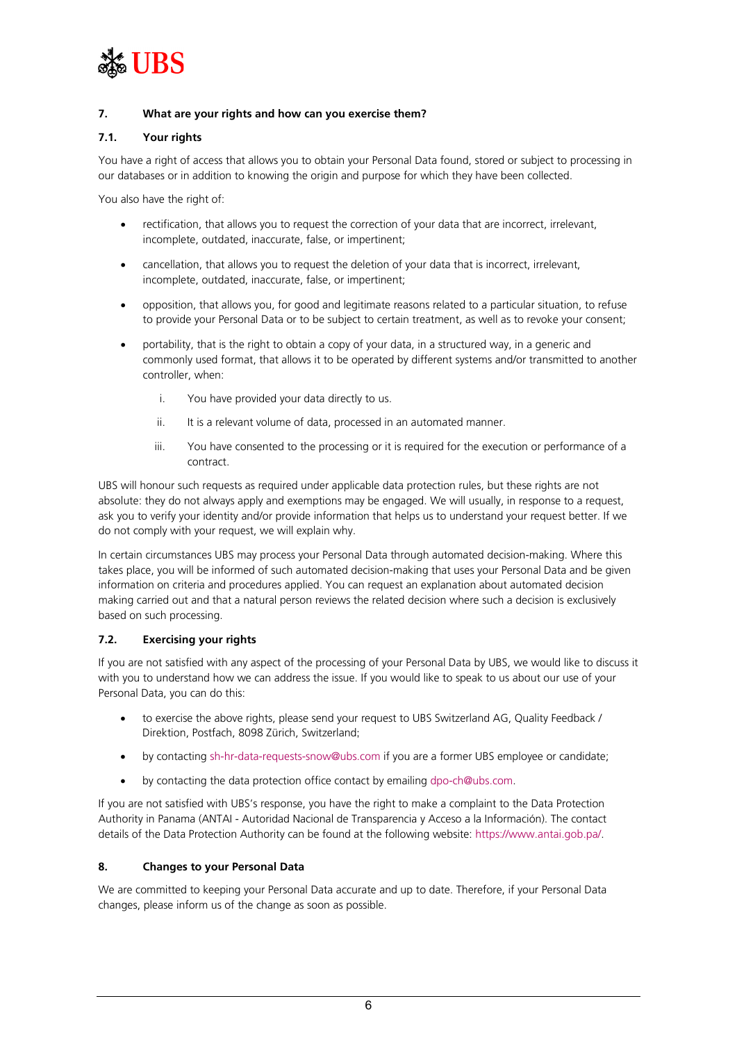## 7. What are your rights and how can you exercise them?

### 7.1. Your rights

You have a right of access that allows you to obtain your Personal Data found, stored or subject to processing in our databases or in addition to knowing the origin and purpose for which they have been collected.

You also have the right of:

- rectification, that allows you to request the correction of your data that are incorrect, irrelevant, incomplete, outdated, inaccurate, false, or impertinent;
- cancellation, that allows you to request the deletion of your data that is incorrect, irrelevant, incomplete, outdated, inaccurate, false, or impertinent;
- opposition, that allows you, for good and legitimate reasons related to a particular situation, to refuse to provide your Personal Data or to be subject to certain treatment, as well as to revoke your consent;
- portability, that is the right to obtain a copy of your data, in a structured way, in a generic and commonly used format, that allows it to be operated by different systems and/or transmitted to another controller, when:
  i. You have provided your data directly to us.
  ii. It is a relevant volume of data, processed in an automated manner.
  iii. You have consented to the processing or it is required for the execution or performance of a contract.

UBS will honour such requests as required under applicable data protection rules, but these rights are not absolute: they do not always apply and exemptions may be engaged. We will usually, in response to a request, ask you to verify your identity and/or provide information that helps us to understand your request better. If we do not comply with your request, we will explain why.

In certain circumstances UBS may process your Personal Data through automated decision-making. Where this takes place, you will be informed of such automated decision-making that uses your Personal Data and be given information on criteria and procedures applied. You can request an explanation about automated decision making carried out and that a natural person reviews the related decision where such a decision is exclusively based on such processing.

### 7.2. Exercising your rights

If you are not satisfied with any aspect of the processing of your Personal Data by UBS, we would like to discuss it with you to understand how we can address the issue. If you would like to speak to us about our use of your Personal Data, you can do this:

- to exercise the above rights, please send your request to UBS Switzerland AG, Quality Feedback / Direktion, Postfach, 8098 Zürich, Switzerland;
- by contacting sh-hr-data-requests-snow@ubs.com if you are a former UBS employee or candidate;
- by contacting the data protection office contact by emailing dpo-ch@ubs.com.

If you are not satisfied with UBS's response, you have the right to make a complaint to the Data Protection Authority in Panama (ANTAI - Autoridad Nacional de Transparencia y Acceso a la Información). The contact details of the Data Protection Authority can be found at the following website: https://www.antai.gob.pa/.

## 8. Changes to your Personal Data

We are committed to keeping your Personal Data accurate and up to date. Therefore, if your Personal Data changes, please inform us of the change as soon as possible.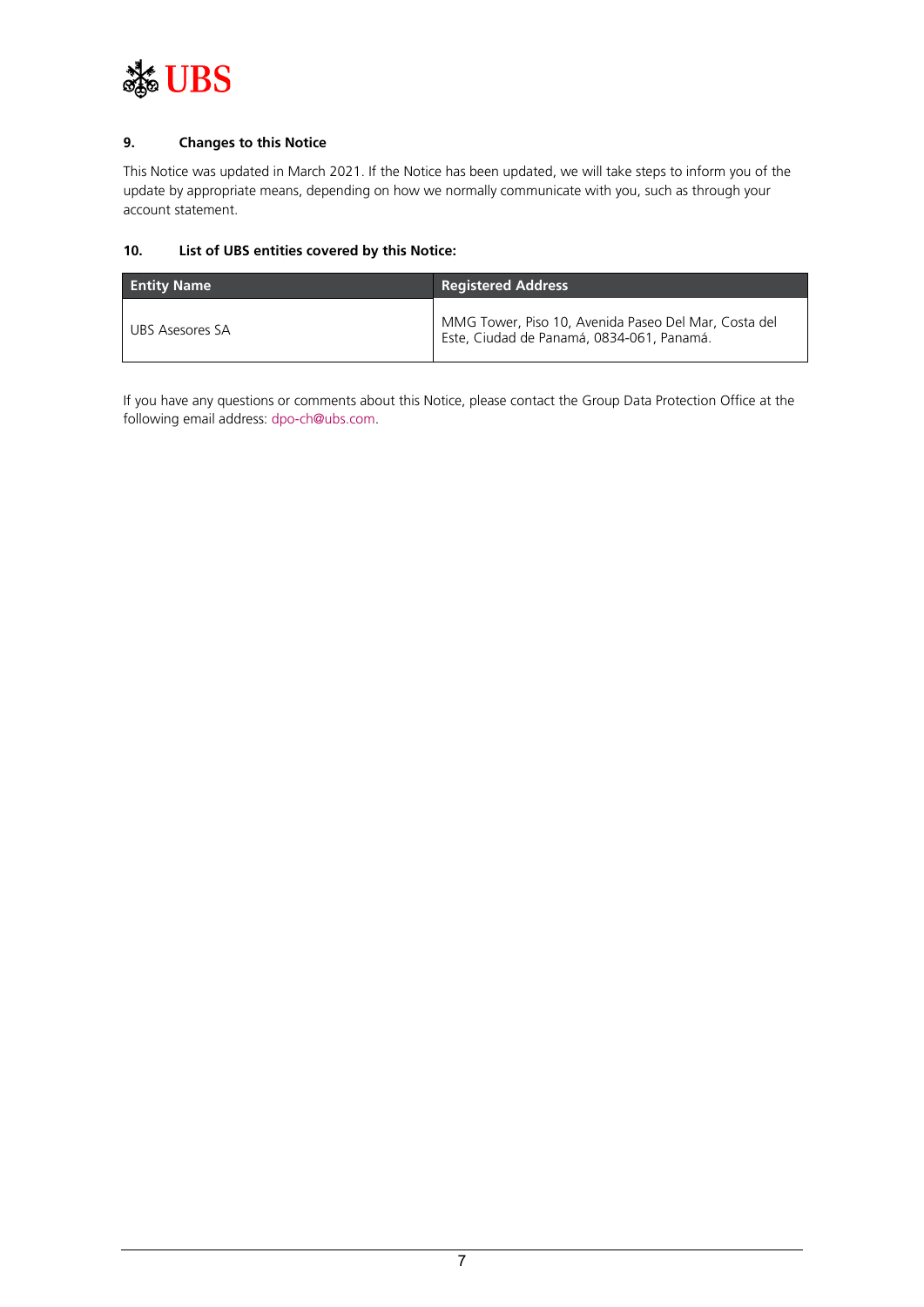### 9. Changes to this Notice

This Notice was updated in March 2021. If the Notice has been updated, we will take steps to inform you of the update by appropriate means, depending on how we normally communicate with you, such as through your account statement.

### 10. List of UBS entities covered by this Notice:

| Entity Name | Registered Address |
|---|---|
| UBS Asesores SA | MMG Tower, Piso 10, Avenida Paseo Del Mar, Costa del Este, Ciudad de Panamá, 0834-061, Panamá. |

If you have any questions or comments about this Notice, please contact the Group Data Protection Office at the following email address: dpo-ch@ubs.com.